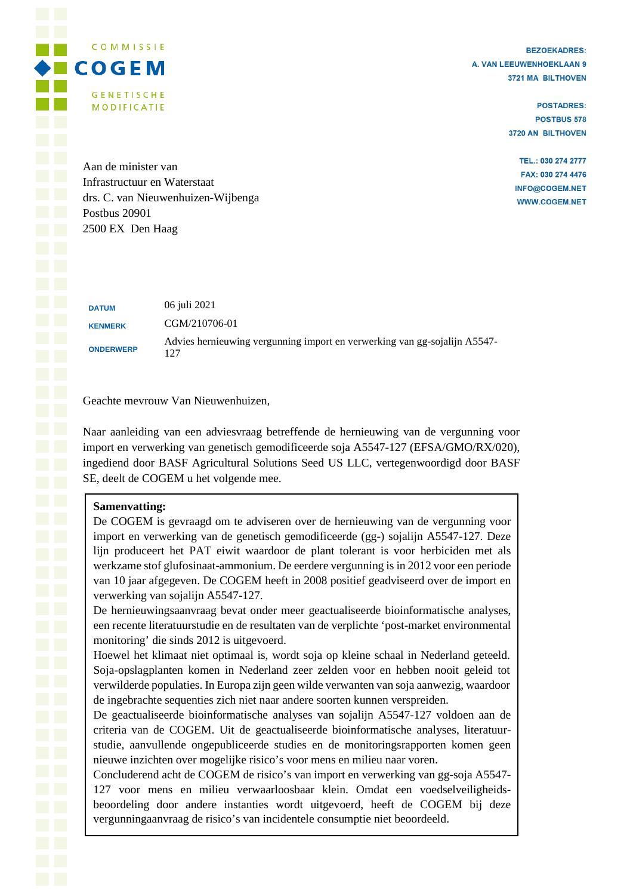COMMISSIE
**COGEM**
GENETISCHE MODIFICATIE

BEZOEKADRES:
A. VAN LEEUWENHOEKLAAN 9
3721 MA BILTHOVEN

POSTADRES:
POSTBUS 578
3720 AN BILTHOVEN

TEL.: 030 274 2777
FAX: 030 274 4476
INFO@COGEM.NET
WWW.COGEM.NET

Aan de minister van
Infrastructuur en Waterstaat
drs. C. van Nieuwenhuizen-Wijbenga
Postbus 20901
2500 EX Den Haag

| | |
|---|---|
| DATUM | 06 juli 2021 |
| KENMERK | CGM/210706-01 |
| ONDERWERP | Advies hernieuwing vergunning import en verwerking van gg-sojalijn A5547-127 |

Geachte mevrouw Van Nieuwenhuizen,

Naar aanleiding van een adviesvraag betreffende de hernieuwing van de vergunning voor import en verwerking van genetisch gemodificeerde soja A5547-127 (EFSA/GMO/RX/020), ingediend door BASF Agricultural Solutions Seed US LLC, vertegenwoordigd door BASF SE, deelt de COGEM u het volgende mee.

**Samenvatting:**
De COGEM is gevraagd om te adviseren over de hernieuwing van de vergunning voor import en verwerking van de genetisch gemodificeerde (gg-) sojalijn A5547-127. Deze lijn produceert het PAT eiwit waardoor de plant tolerant is voor herbiciden met als werkzame stof glufosinaat-ammonium. De eerdere vergunning is in 2012 voor een periode van 10 jaar afgegeven. De COGEM heeft in 2008 positief geadviseerd over de import en verwerking van sojalijn A5547-127.
De hernieuwingsaanvraag bevat onder meer geactualiseerde bioinformatische analyses, een recente literatuurstudie en de resultaten van de verplichte 'post-market environmental monitoring' die sinds 2012 is uitgevoerd.
Hoewel het klimaat niet optimaal is, wordt soja op kleine schaal in Nederland geteeld. Soja-opslagplanten komen in Nederland zeer zelden voor en hebben nooit geleid tot verwilderde populaties. In Europa zijn geen wilde verwanten van soja aanwezig, waardoor de ingebrachte sequenties zich niet naar andere soorten kunnen verspreiden.
De geactualiseerde bioinformatische analyses van sojalijn A5547-127 voldoen aan de criteria van de COGEM. Uit de geactualiseerde bioinformatische analyses, literatuurstudie, aanvullende ongepubliceerde studies en de monitoringsrapporten komen geen nieuwe inzichten over mogelijke risico's voor mens en milieu naar voren.
Concluderend acht de COGEM de risico's van import en verwerking van gg-soja A5547-127 voor mens en milieu verwaarloosbaar klein. Omdat een voedselveiligheidsbeoordeling door andere instanties wordt uitgevoerd, heeft de COGEM bij deze vergunningaanvraag de risico's van incidentele consumptie niet beoordeeld.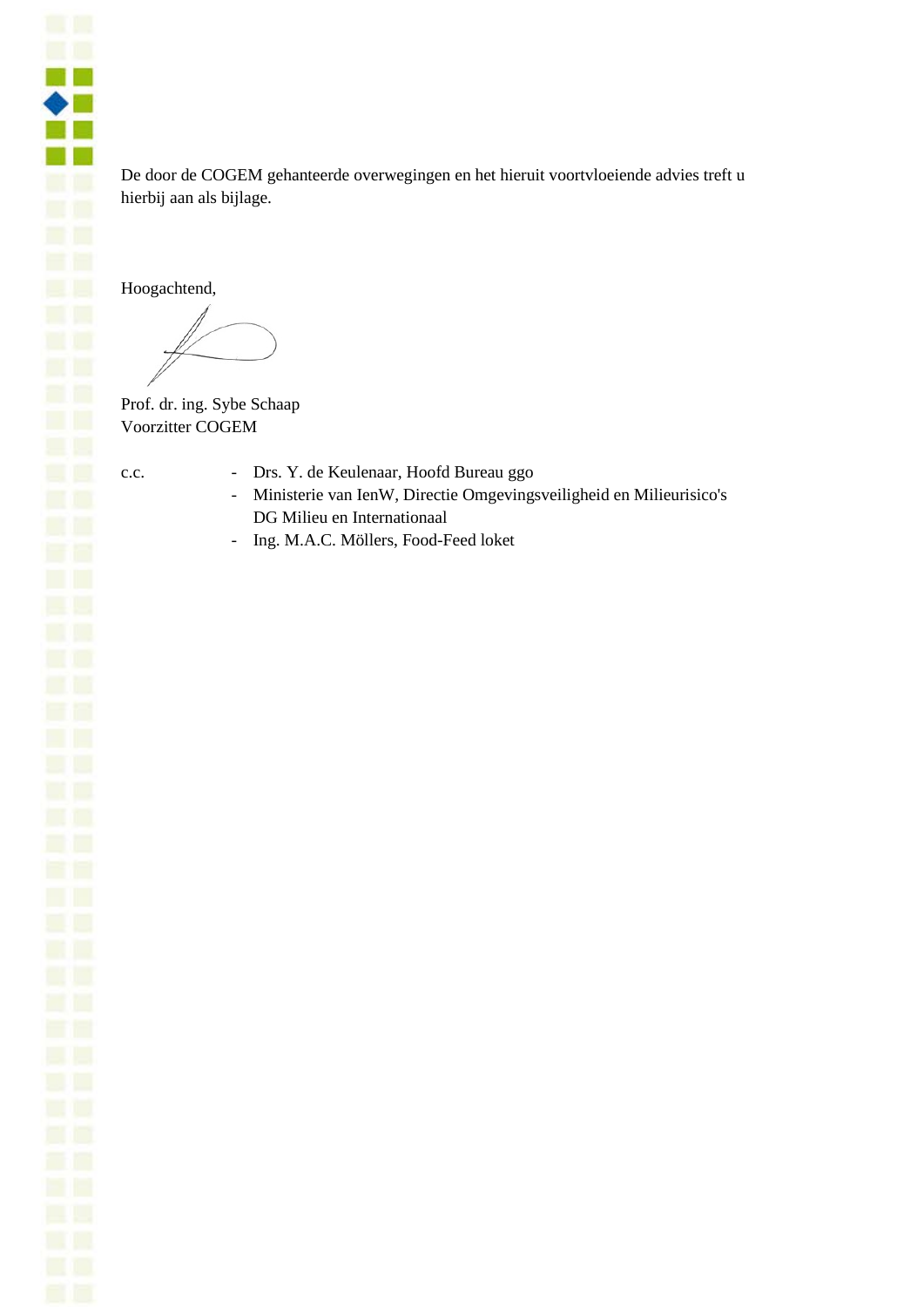De door de COGEM gehanteerde overwegingen en het hieruit voortvloeiende advies treft u hierbij aan als bijlage.

Hoogachtend,

Prof. dr. ing. Sybe Schaap
Voorzitter COGEM

c.c.
- Drs. Y. de Keulenaar, Hoofd Bureau ggo
- Ministerie van IenW, Directie Omgevingsveiligheid en Milieurisico's DG Milieu en Internationaal
- Ing. M.A.C. Möllers, Food-Feed loket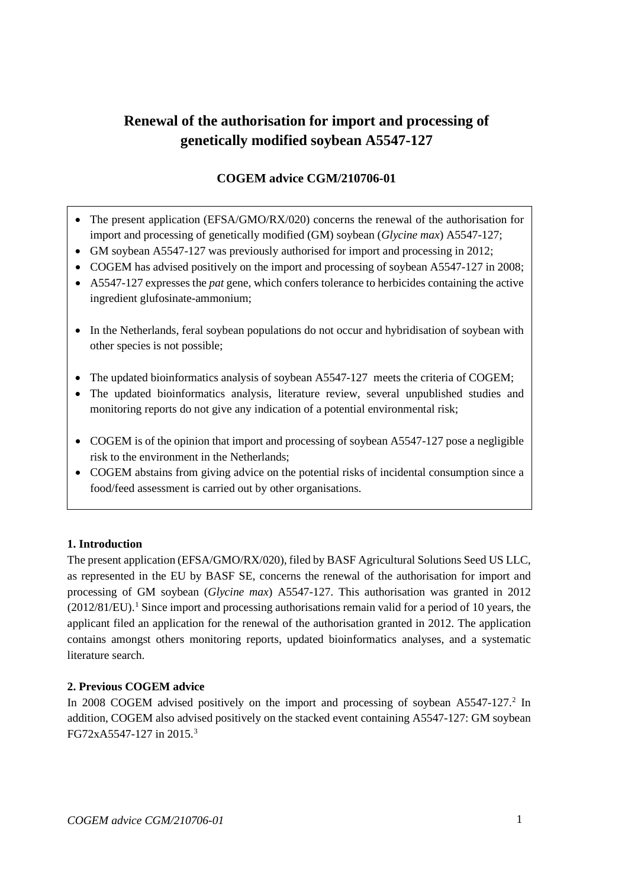# Renewal of the authorisation for import and processing of genetically modified soybean A5547-127

## COGEM advice CGM/210706-01

- The present application (EFSA/GMO/RX/020) concerns the renewal of the authorisation for import and processing of genetically modified (GM) soybean (*Glycine max*) A5547-127;
- GM soybean A5547-127 was previously authorised for import and processing in 2012;
- COGEM has advised positively on the import and processing of soybean A5547-127 in 2008;
- A5547-127 expresses the *pat* gene, which confers tolerance to herbicides containing the active ingredient glufosinate-ammonium;

- In the Netherlands, feral soybean populations do not occur and hybridisation of soybean with other species is not possible;

- The updated bioinformatics analysis of soybean A5547-127 meets the criteria of COGEM;
- The updated bioinformatics analysis, literature review, several unpublished studies and monitoring reports do not give any indication of a potential environmental risk;

- COGEM is of the opinion that import and processing of soybean A5547-127 pose a negligible risk to the environment in the Netherlands;
- COGEM abstains from giving advice on the potential risks of incidental consumption since a food/feed assessment is carried out by other organisations.

### 1. Introduction

The present application (EFSA/GMO/RX/020), filed by BASF Agricultural Solutions Seed US LLC, as represented in the EU by BASF SE, concerns the renewal of the authorisation for import and processing of GM soybean (*Glycine max*) A5547-127. This authorisation was granted in 2012 (2012/81/EU).[1] Since import and processing authorisations remain valid for a period of 10 years, the applicant filed an application for the renewal of the authorisation granted in 2012. The application contains amongst others monitoring reports, updated bioinformatics analyses, and a systematic literature search.

### 2. Previous COGEM advice

In 2008 COGEM advised positively on the import and processing of soybean A5547-127.[2] In addition, COGEM also advised positively on the stacked event containing A5547-127: GM soybean FG72xA5547-127 in 2015.[3]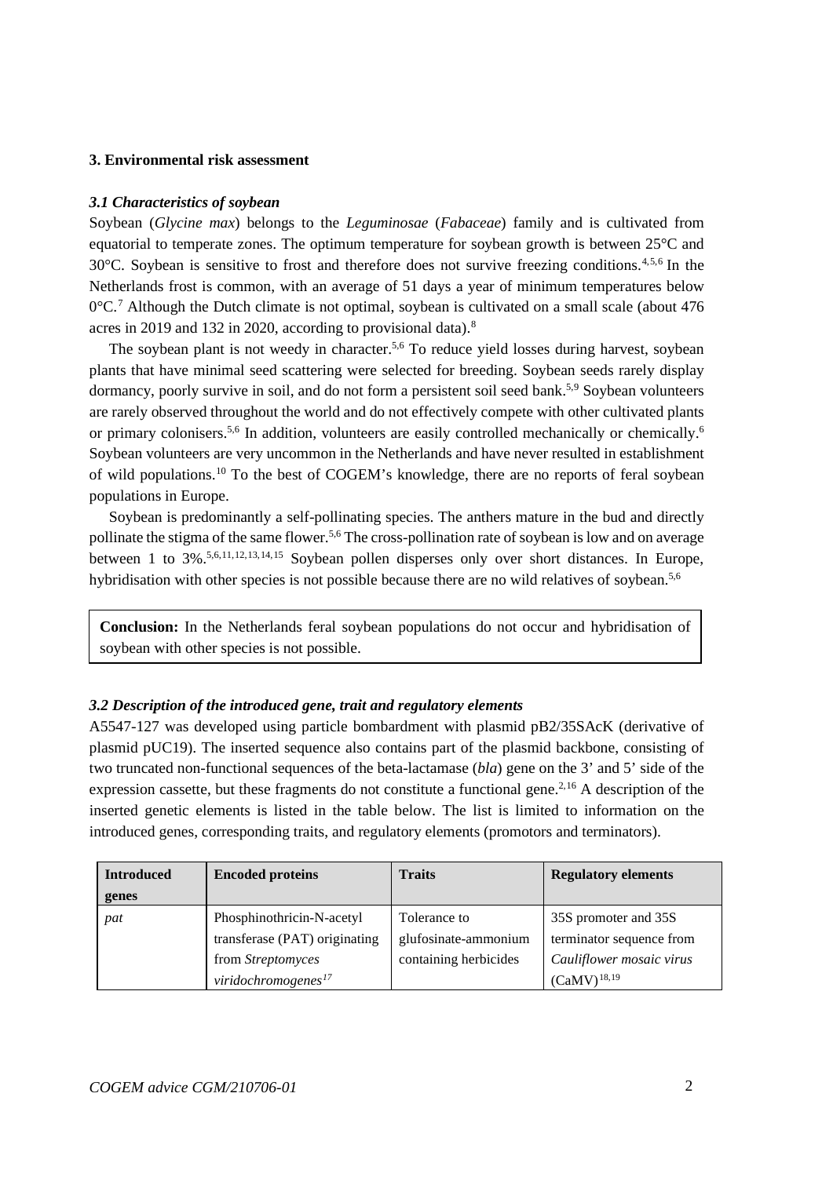### 3. Environmental risk assessment

#### *3.1 Characteristics of soybean*

Soybean (*Glycine max*) belongs to the *Leguminosae* (*Fabaceae*) family and is cultivated from equatorial to temperate zones. The optimum temperature for soybean growth is between 25°C and 30°C. Soybean is sensitive to frost and therefore does not survive freezing conditions.[4,5,6] In the Netherlands frost is common, with an average of 51 days a year of minimum temperatures below 0°C.[7] Although the Dutch climate is not optimal, soybean is cultivated on a small scale (about 476 acres in 2019 and 132 in 2020, according to provisional data).[8]

The soybean plant is not weedy in character.[5,6] To reduce yield losses during harvest, soybean plants that have minimal seed scattering were selected for breeding. Soybean seeds rarely display dormancy, poorly survive in soil, and do not form a persistent soil seed bank.[5,9] Soybean volunteers are rarely observed throughout the world and do not effectively compete with other cultivated plants or primary colonisers.[5,6] In addition, volunteers are easily controlled mechanically or chemically.[6] Soybean volunteers are very uncommon in the Netherlands and have never resulted in establishment of wild populations.[10] To the best of COGEM's knowledge, there are no reports of feral soybean populations in Europe.

Soybean is predominantly a self-pollinating species. The anthers mature in the bud and directly pollinate the stigma of the same flower.[5,6] The cross-pollination rate of soybean is low and on average between 1 to 3%.[5,6,11,12,13,14,15] Soybean pollen disperses only over short distances. In Europe, hybridisation with other species is not possible because there are no wild relatives of soybean.[5,6]

**Conclusion:** In the Netherlands feral soybean populations do not occur and hybridisation of soybean with other species is not possible.

#### *3.2 Description of the introduced gene, trait and regulatory elements*

A5547-127 was developed using particle bombardment with plasmid pB2/35SAcK (derivative of plasmid pUC19). The inserted sequence also contains part of the plasmid backbone, consisting of two truncated non-functional sequences of the beta-lactamase (*bla*) gene on the 3' and 5' side of the expression cassette, but these fragments do not constitute a functional gene.[2,16] A description of the inserted genetic elements is listed in the table below. The list is limited to information on the introduced genes, corresponding traits, and regulatory elements (promotors and terminators).

| Introduced genes | Encoded proteins | Traits | Regulatory elements |
|---|---|---|---|
| *pat* | Phosphinothricin-N-acetyl transferase (PAT) originating from *Streptomyces viridochromogenes*[17] | Tolerance to glufosinate-ammonium containing herbicides | 35S promoter and 35S terminator sequence from *Cauliflower mosaic virus* (CaMV)[18,19] |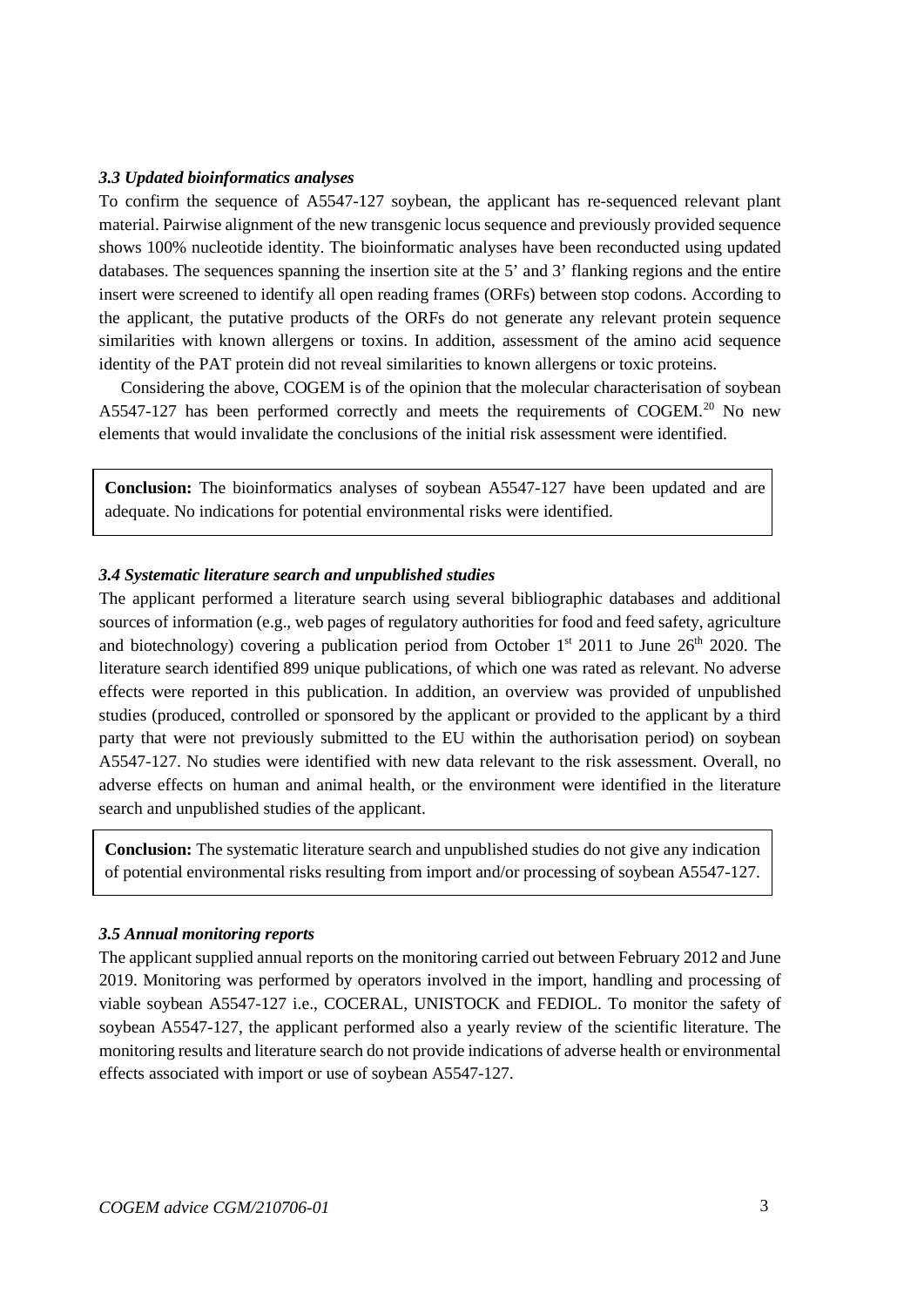### *3.3 Updated bioinformatics analyses*

To confirm the sequence of A5547-127 soybean, the applicant has re-sequenced relevant plant material. Pairwise alignment of the new transgenic locus sequence and previously provided sequence shows 100% nucleotide identity. The bioinformatic analyses have been reconducted using updated databases. The sequences spanning the insertion site at the 5' and 3' flanking regions and the entire insert were screened to identify all open reading frames (ORFs) between stop codons. According to the applicant, the putative products of the ORFs do not generate any relevant protein sequence similarities with known allergens or toxins. In addition, assessment of the amino acid sequence identity of the PAT protein did not reveal similarities to known allergens or toxic proteins.

Considering the above, COGEM is of the opinion that the molecular characterisation of soybean A5547-127 has been performed correctly and meets the requirements of COGEM.[20] No new elements that would invalidate the conclusions of the initial risk assessment were identified.

**Conclusion:** The bioinformatics analyses of soybean A5547-127 have been updated and are adequate. No indications for potential environmental risks were identified.

### *3.4 Systematic literature search and unpublished studies*

The applicant performed a literature search using several bibliographic databases and additional sources of information (e.g., web pages of regulatory authorities for food and feed safety, agriculture and biotechnology) covering a publication period from October 1st 2011 to June 26th 2020. The literature search identified 899 unique publications, of which one was rated as relevant. No adverse effects were reported in this publication. In addition, an overview was provided of unpublished studies (produced, controlled or sponsored by the applicant or provided to the applicant by a third party that were not previously submitted to the EU within the authorisation period) on soybean A5547-127. No studies were identified with new data relevant to the risk assessment. Overall, no adverse effects on human and animal health, or the environment were identified in the literature search and unpublished studies of the applicant.

**Conclusion:** The systematic literature search and unpublished studies do not give any indication of potential environmental risks resulting from import and/or processing of soybean A5547-127.

### *3.5 Annual monitoring reports*

The applicant supplied annual reports on the monitoring carried out between February 2012 and June 2019. Monitoring was performed by operators involved in the import, handling and processing of viable soybean A5547-127 i.e., COCERAL, UNISTOCK and FEDIOL. To monitor the safety of soybean A5547-127, the applicant performed also a yearly review of the scientific literature. The monitoring results and literature search do not provide indications of adverse health or environmental effects associated with import or use of soybean A5547-127.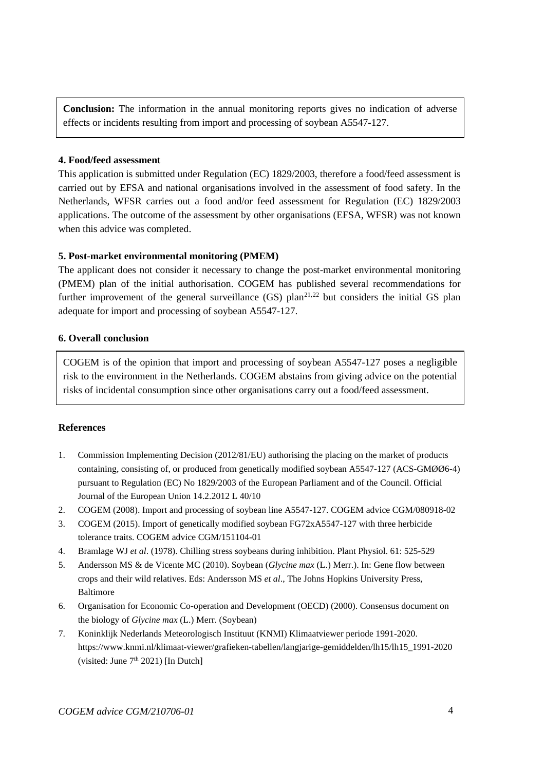**Conclusion:** The information in the annual monitoring reports gives no indication of adverse effects or incidents resulting from import and processing of soybean A5547-127.

#### 4. Food/feed assessment

This application is submitted under Regulation (EC) 1829/2003, therefore a food/feed assessment is carried out by EFSA and national organisations involved in the assessment of food safety. In the Netherlands, WFSR carries out a food and/or feed assessment for Regulation (EC) 1829/2003 applications. The outcome of the assessment by other organisations (EFSA, WFSR) was not known when this advice was completed.

#### 5. Post-market environmental monitoring (PMEM)

The applicant does not consider it necessary to change the post-market environmental monitoring (PMEM) plan of the initial authorisation. COGEM has published several recommendations for further improvement of the general surveillance (GS) plan[21,22] but considers the initial GS plan adequate for import and processing of soybean A5547-127.

#### 6. Overall conclusion

COGEM is of the opinion that import and processing of soybean A5547-127 poses a negligible risk to the environment in the Netherlands. COGEM abstains from giving advice on the potential risks of incidental consumption since other organisations carry out a food/feed assessment.

#### References

1. Commission Implementing Decision (2012/81/EU) authorising the placing on the market of products containing, consisting of, or produced from genetically modified soybean A5547-127 (ACS-GMØØ6-4) pursuant to Regulation (EC) No 1829/2003 of the European Parliament and of the Council. Official Journal of the European Union 14.2.2012 L 40/10
2. COGEM (2008). Import and processing of soybean line A5547-127. COGEM advice CGM/080918-02
3. COGEM (2015). Import of genetically modified soybean FG72xA5547-127 with three herbicide tolerance traits. COGEM advice CGM/151104-01
4. Bramlage WJ *et al*. (1978). Chilling stress soybeans during inhibition. Plant Physiol. 61: 525-529
5. Andersson MS & de Vicente MC (2010). Soybean (*Glycine max* (L.) Merr.). In: Gene flow between crops and their wild relatives. Eds: Andersson MS *et al*., The Johns Hopkins University Press, Baltimore
6. Organisation for Economic Co-operation and Development (OECD) (2000). Consensus document on the biology of *Glycine max* (L.) Merr. (Soybean)
7. Koninklijk Nederlands Meteorologisch Instituut (KNMI) Klimaatviewer periode 1991-2020. https://www.knmi.nl/klimaat-viewer/grafieken-tabellen/langjarige-gemiddelden/lh15/lh15_1991-2020 (visited: June 7th 2021) [In Dutch]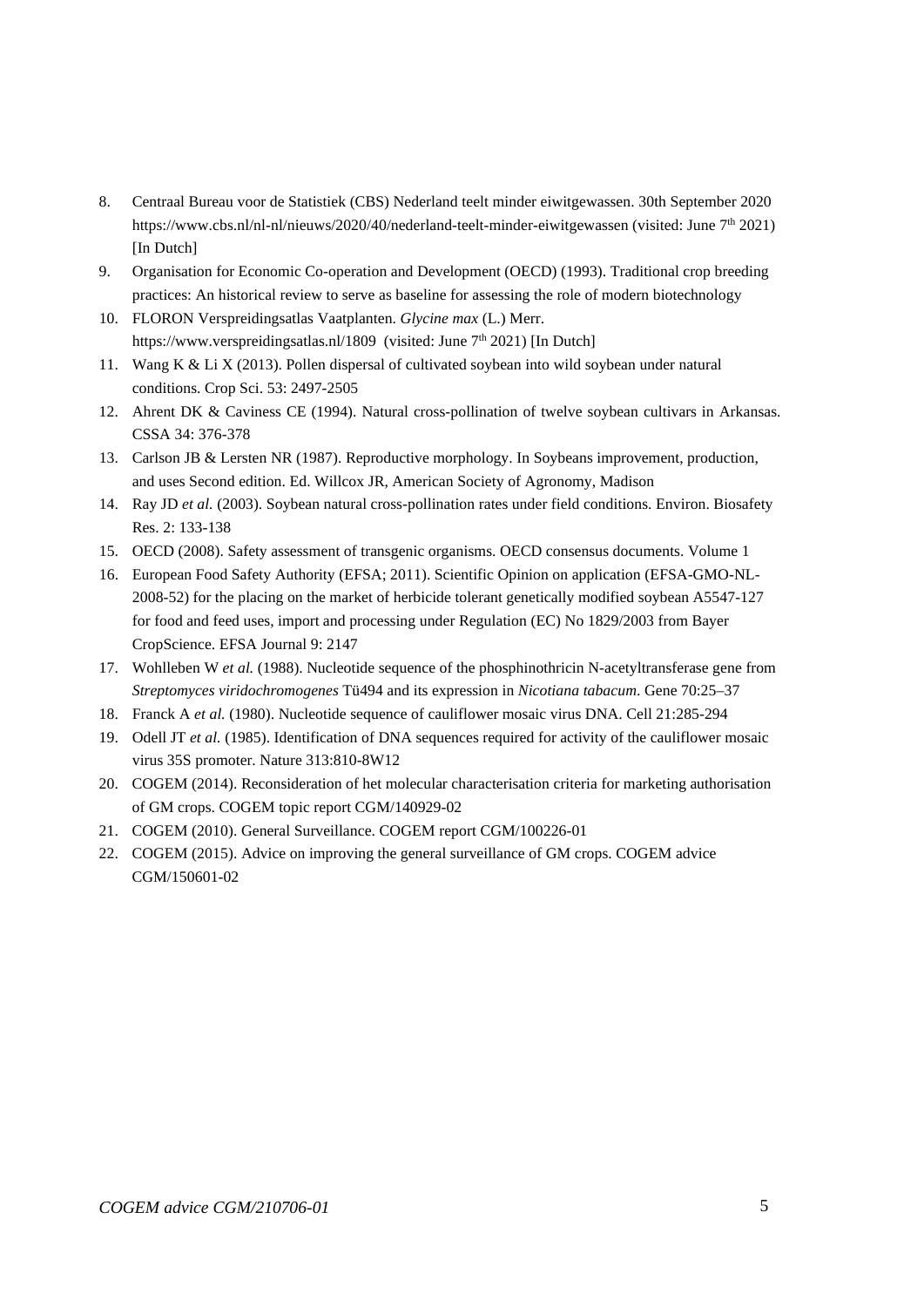8. Centraal Bureau voor de Statistiek (CBS) Nederland teelt minder eiwitgewassen. 30th September 2020 https://www.cbs.nl/nl-nl/nieuws/2020/40/nederland-teelt-minder-eiwitgewassen (visited: June 7th 2021) [In Dutch]
9. Organisation for Economic Co-operation and Development (OECD) (1993). Traditional crop breeding practices: An historical review to serve as baseline for assessing the role of modern biotechnology
10. FLORON Verspreidingsatlas Vaatplanten. *Glycine max* (L.) Merr. https://www.verspreidingsatlas.nl/1809 (visited: June 7th 2021) [In Dutch]
11. Wang K & Li X (2013). Pollen dispersal of cultivated soybean into wild soybean under natural conditions. Crop Sci. 53: 2497-2505
12. Ahrent DK & Caviness CE (1994). Natural cross-pollination of twelve soybean cultivars in Arkansas. CSSA 34: 376-378
13. Carlson JB & Lersten NR (1987). Reproductive morphology. In Soybeans improvement, production, and uses Second edition. Ed. Willcox JR, American Society of Agronomy, Madison
14. Ray JD *et al.* (2003). Soybean natural cross-pollination rates under field conditions. Environ. Biosafety Res. 2: 133-138
15. OECD (2008). Safety assessment of transgenic organisms. OECD consensus documents. Volume 1
16. European Food Safety Authority (EFSA; 2011). Scientific Opinion on application (EFSA-GMO-NL-2008-52) for the placing on the market of herbicide tolerant genetically modified soybean A5547-127 for food and feed uses, import and processing under Regulation (EC) No 1829/2003 from Bayer CropScience. EFSA Journal 9: 2147
17. Wohlleben W *et al.* (1988). Nucleotide sequence of the phosphinothricin N-acetyltransferase gene from *Streptomyces viridochromogenes* Tü494 and its expression in *Nicotiana tabacum*. Gene 70:25–37
18. Franck A *et al.* (1980). Nucleotide sequence of cauliflower mosaic virus DNA. Cell 21:285-294
19. Odell JT *et al.* (1985). Identification of DNA sequences required for activity of the cauliflower mosaic virus 35S promoter. Nature 313:810-8W12
20. COGEM (2014). Reconsideration of het molecular characterisation criteria for marketing authorisation of GM crops. COGEM topic report CGM/140929-02
21. COGEM (2010). General Surveillance. COGEM report CGM/100226-01
22. COGEM (2015). Advice on improving the general surveillance of GM crops. COGEM advice CGM/150601-02